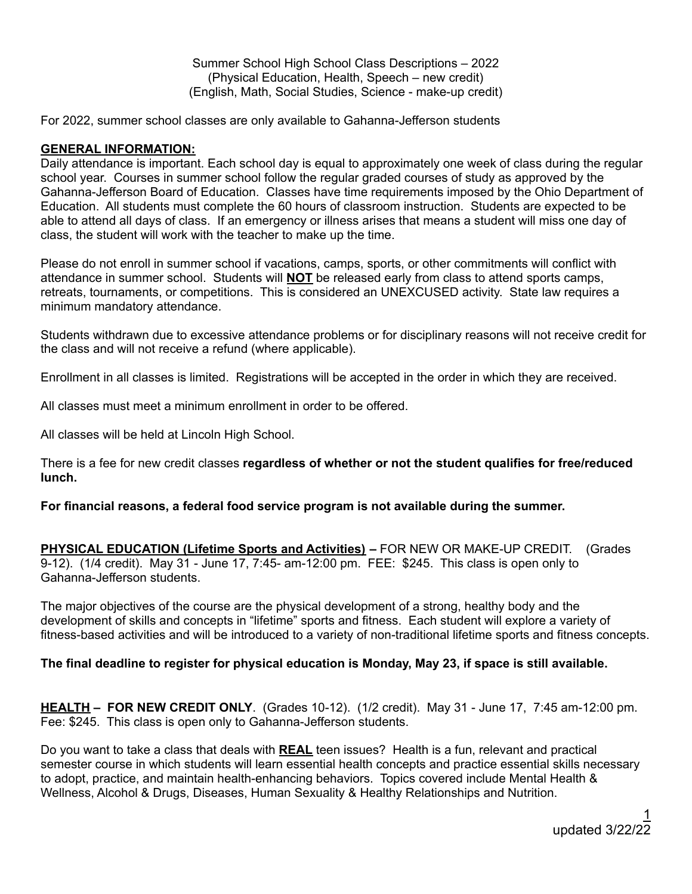Summer School High School Class Descriptions – 2022
(Physical Education, Health, Speech – new credit)
(English, Math, Social Studies, Science - make-up credit)

For 2022, summer school classes are only available to Gahanna-Jefferson students

## GENERAL INFORMATION:

Daily attendance is important. Each school day is equal to approximately one week of class during the regular school year. Courses in summer school follow the regular graded courses of study as approved by the Gahanna-Jefferson Board of Education. Classes have time requirements imposed by the Ohio Department of Education. All students must complete the 60 hours of classroom instruction. Students are expected to be able to attend all days of class. If an emergency or illness arises that means a student will miss one day of class, the student will work with the teacher to make up the time.

Please do not enroll in summer school if vacations, camps, sports, or other commitments will conflict with attendance in summer school. Students will **NOT** be released early from class to attend sports camps, retreats, tournaments, or competitions. This is considered an UNEXCUSED activity. State law requires a minimum mandatory attendance.

Students withdrawn due to excessive attendance problems or for disciplinary reasons will not receive credit for the class and will not receive a refund (where applicable).

Enrollment in all classes is limited. Registrations will be accepted in the order in which they are received.

All classes must meet a minimum enrollment in order to be offered.

All classes will be held at Lincoln High School.

There is a fee for new credit classes **regardless of whether or not the student qualifies for free/reduced lunch.**

**For financial reasons, a federal food service program is not available during the summer.**

**PHYSICAL EDUCATION (Lifetime Sports and Activities) –** FOR NEW OR MAKE-UP CREDIT. (Grades 9-12). (1/4 credit). May 31 - June 17, 7:45- am-12:00 pm. FEE: $245. This class is open only to Gahanna-Jefferson students.

The major objectives of the course are the physical development of a strong, healthy body and the development of skills and concepts in "lifetime" sports and fitness. Each student will explore a variety of fitness-based activities and will be introduced to a variety of non-traditional lifetime sports and fitness concepts.

**The final deadline to register for physical education is Monday, May 23, if space is still available.**

**HEALTH – FOR NEW CREDIT ONLY**. (Grades 10-12). (1/2 credit). May 31 - June 17, 7:45 am-12:00 pm. Fee: $245. This class is open only to Gahanna-Jefferson students.

Do you want to take a class that deals with **REAL** teen issues? Health is a fun, relevant and practical semester course in which students will learn essential health concepts and practice essential skills necessary to adopt, practice, and maintain health-enhancing behaviors. Topics covered include Mental Health & Wellness, Alcohol & Drugs, Diseases, Human Sexuality & Healthy Relationships and Nutrition.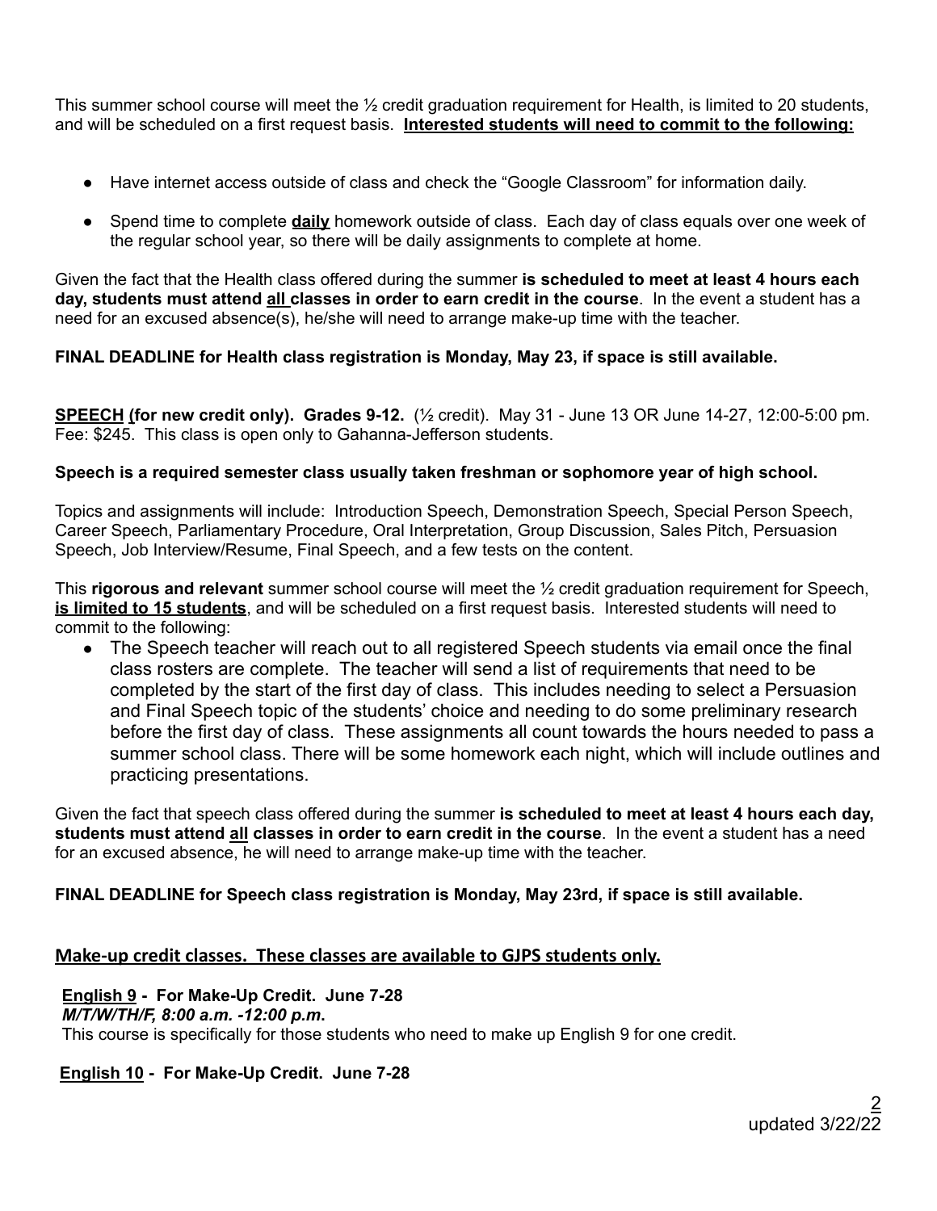This summer school course will meet the ½ credit graduation requirement for Health, is limited to 20 students, and will be scheduled on a first request basis. **Interested students will need to commit to the following:**

- Have internet access outside of class and check the "Google Classroom" for information daily.
- Spend time to complete **daily** homework outside of class. Each day of class equals over one week of the regular school year, so there will be daily assignments to complete at home.

Given the fact that the Health class offered during the summer **is scheduled to meet at least 4 hours each day, students must attend all classes in order to earn credit in the course**. In the event a student has a need for an excused absence(s), he/she will need to arrange make-up time with the teacher.

**FINAL DEADLINE for Health class registration is Monday, May 23, if space is still available.**

**SPEECH (for new credit only). Grades 9-12.** (½ credit). May 31 - June 13 OR June 14-27, 12:00-5:00 pm. Fee: $245. This class is open only to Gahanna-Jefferson students.

**Speech is a required semester class usually taken freshman or sophomore year of high school.**

Topics and assignments will include: Introduction Speech, Demonstration Speech, Special Person Speech, Career Speech, Parliamentary Procedure, Oral Interpretation, Group Discussion, Sales Pitch, Persuasion Speech, Job Interview/Resume, Final Speech, and a few tests on the content.

This **rigorous and relevant** summer school course will meet the ½ credit graduation requirement for Speech, **is limited to 15 students**, and will be scheduled on a first request basis. Interested students will need to commit to the following:

- The Speech teacher will reach out to all registered Speech students via email once the final class rosters are complete. The teacher will send a list of requirements that need to be completed by the start of the first day of class. This includes needing to select a Persuasion and Final Speech topic of the students' choice and needing to do some preliminary research before the first day of class. These assignments all count towards the hours needed to pass a summer school class. There will be some homework each night, which will include outlines and practicing presentations.

Given the fact that speech class offered during the summer **is scheduled to meet at least 4 hours each day, students must attend all classes in order to earn credit in the course**. In the event a student has a need for an excused absence, he will need to arrange make-up time with the teacher.

**FINAL DEADLINE for Speech class registration is Monday, May 23rd, if space is still available.**

## Make-up credit classes. These classes are available to GJPS students only.

**English 9 - For Make-Up Credit. June 7-28**
***M/T/W/TH/F, 8:00 a.m. -12:00 p.m.***
This course is specifically for those students who need to make up English 9 for one credit.

**English 10 - For Make-Up Credit. June 7-28**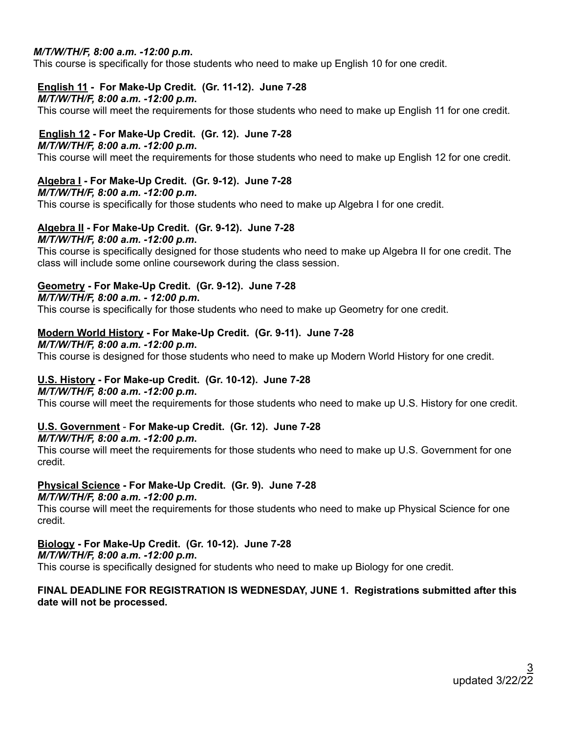***M/T/W/TH/F, 8:00 a.m. -12:00 p.m.***
This course is specifically for those students who need to make up English 10 for one credit.

**English 11 - For Make-Up Credit. (Gr. 11-12). June 7-28**
***M/T/W/TH/F, 8:00 a.m. -12:00 p.m.***
This course will meet the requirements for those students who need to make up English 11 for one credit.

**English 12 - For Make-Up Credit. (Gr. 12). June 7-28**
***M/T/W/TH/F, 8:00 a.m. -12:00 p.m.***
This course will meet the requirements for those students who need to make up English 12 for one credit.

**Algebra I - For Make-Up Credit. (Gr. 9-12). June 7-28**
***M/T/W/TH/F, 8:00 a.m. -12:00 p.m.***
This course is specifically for those students who need to make up Algebra I for one credit.

**Algebra II - For Make-Up Credit. (Gr. 9-12). June 7-28**
***M/T/W/TH/F, 8:00 a.m. -12:00 p.m.***
This course is specifically designed for those students who need to make up Algebra II for one credit. The class will include some online coursework during the class session.

**Geometry - For Make-Up Credit. (Gr. 9-12). June 7-28**
***M/T/W/TH/F, 8:00 a.m. - 12:00 p.m.***
This course is specifically for those students who need to make up Geometry for one credit.

**Modern World History - For Make-Up Credit. (Gr. 9-11). June 7-28**
***M/T/W/TH/F, 8:00 a.m. -12:00 p.m.***
This course is designed for those students who need to make up Modern World History for one credit.

**U.S. History - For Make-up Credit. (Gr. 10-12). June 7-28**
***M/T/W/TH/F, 8:00 a.m. -12:00 p.m.***
This course will meet the requirements for those students who need to make up U.S. History for one credit.

**U.S. Government - For Make-up Credit. (Gr. 12). June 7-28**
***M/T/W/TH/F, 8:00 a.m. -12:00 p.m.***
This course will meet the requirements for those students who need to make up U.S. Government for one credit.

**Physical Science - For Make-Up Credit. (Gr. 9). June 7-28**
***M/T/W/TH/F, 8:00 a.m. -12:00 p.m.***
This course will meet the requirements for those students who need to make up Physical Science for one credit.

**Biology - For Make-Up Credit. (Gr. 10-12). June 7-28**
***M/T/W/TH/F, 8:00 a.m. -12:00 p.m.***
This course is specifically designed for students who need to make up Biology for one credit.

**FINAL DEADLINE FOR REGISTRATION IS WEDNESDAY, JUNE 1. Registrations submitted after this date will not be processed.**

updated 3/22/22